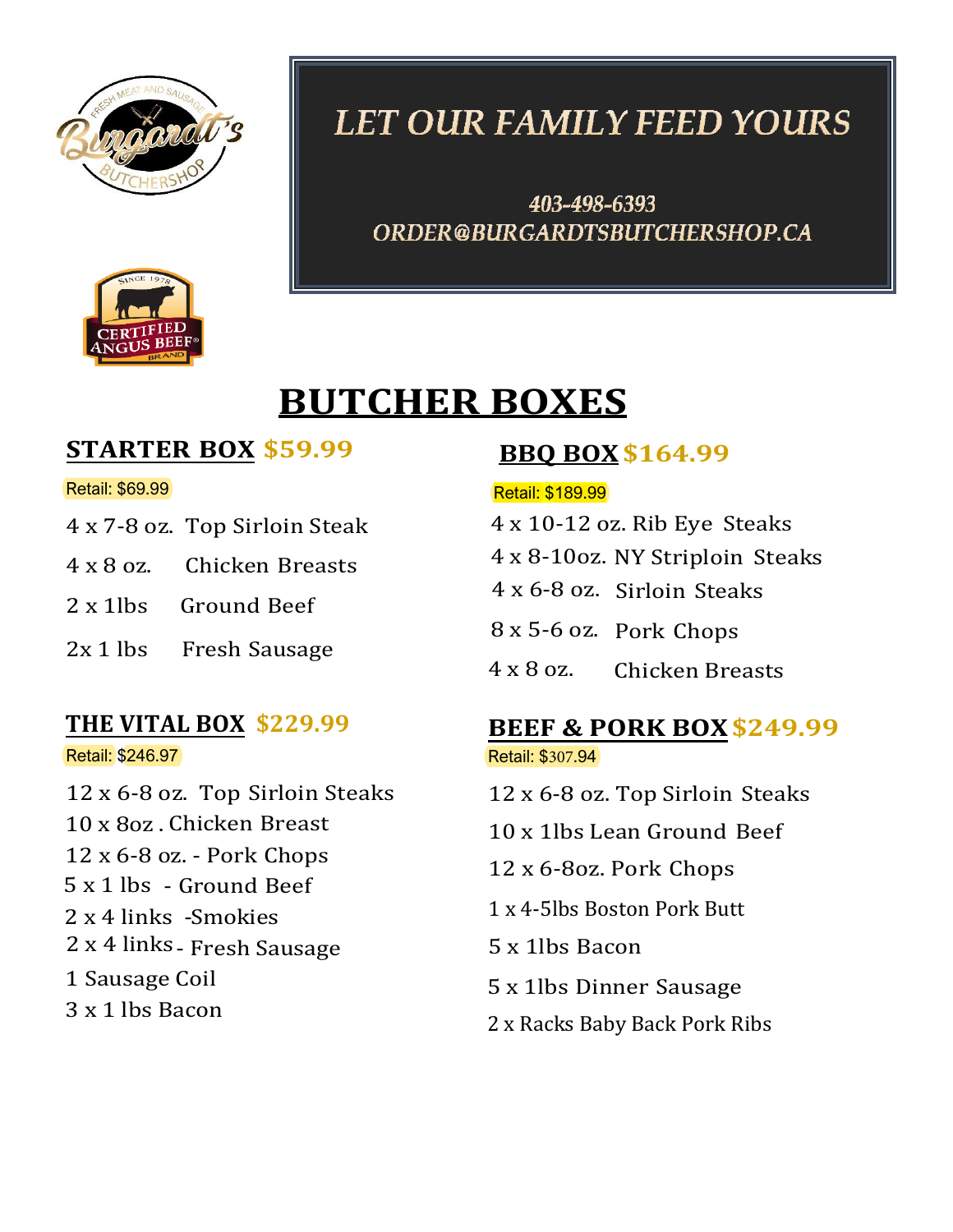LET OUR FAMILY FEED YOURS

403-498-6393
ORDER@BURGARDTSBUTCHERSHOP.CA

# BUTCHER BOXES

## STARTER BOX $59.99

Retail: $69.99

4 x 7-8 oz. Top Sirloin Steak
4 x 8 oz. Chicken Breasts
2 x 1lbs Ground Beef
2x 1 lbs Fresh Sausage

## THE VITAL BOX $229.99

Retail: $246.97

12 x 6-8 oz. Top Sirloin Steaks
10 x 8oz . Chicken Breast
12 x 6-8 oz. - Pork Chops
5 x 1 lbs - Ground Beef
2 x 4 links -Smokies
2 x 4 links - Fresh Sausage
1 Sausage Coil
3 x 1 lbs Bacon

## BBQ BOX $164.99

Retail: $189.99

4 x 10-12 oz. Rib Eye Steaks
4 x 8-10oz. NY Striploin Steaks
4 x 6-8 oz. Sirloin Steaks
8 x 5-6 oz. Pork Chops
4 x 8 oz. Chicken Breasts

## BEEF & PORK BOX $249.99

Retail: $307.94

12 x 6-8 oz. Top Sirloin Steaks
10 x 1lbs Lean Ground Beef
12 x 6-8oz. Pork Chops
1 x 4-5lbs Boston Pork Butt
5 x 1lbs Bacon
5 x 1lbs Dinner Sausage
2 x Racks Baby Back Pork Ribs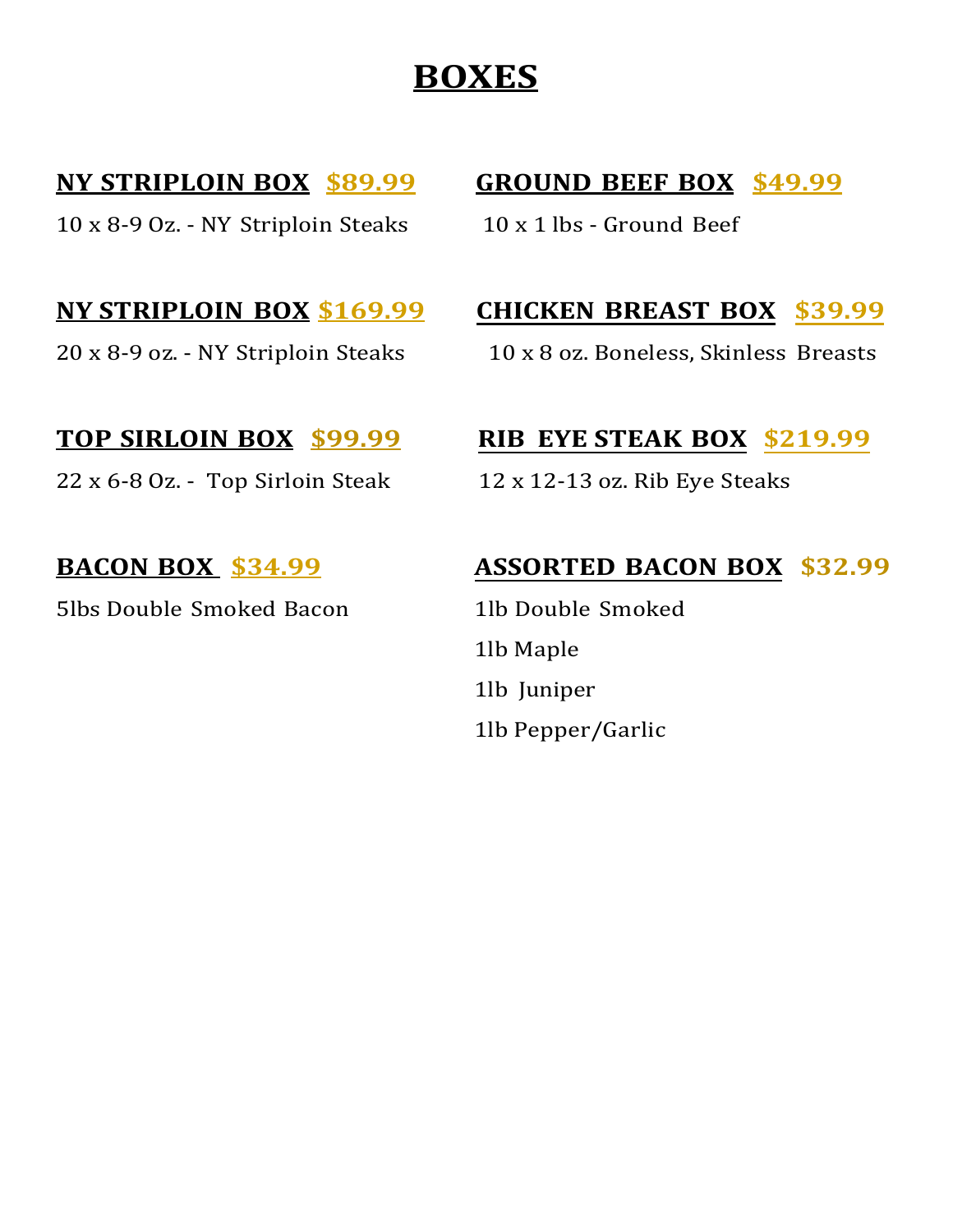# BOXES

**NY STRIPLOIN BOX** **$89.99**

10 x 8-9 Oz. - NY Striploin Steaks

**NY STRIPLOIN BOX** **$169.99**

20 x 8-9 oz. - NY Striploin Steaks

**TOP SIRLOIN BOX** **$99.99**

22 x 6-8 Oz. - Top Sirloin Steak

**BACON BOX** **$34.99**

5lbs Double Smoked Bacon

**GROUND BEEF BOX** **$49.99**

10 x 1 lbs - Ground Beef

**CHICKEN BREAST BOX** **$39.99**

10 x 8 oz. Boneless, Skinless Breasts

**RIB EYE STEAK BOX** **$219.99**

12 x 12-13 oz. Rib Eye Steaks

**ASSORTED BACON BOX** **$32.99**

1lb Double Smoked

1lb Maple

1lb Juniper

1lb Pepper/Garlic